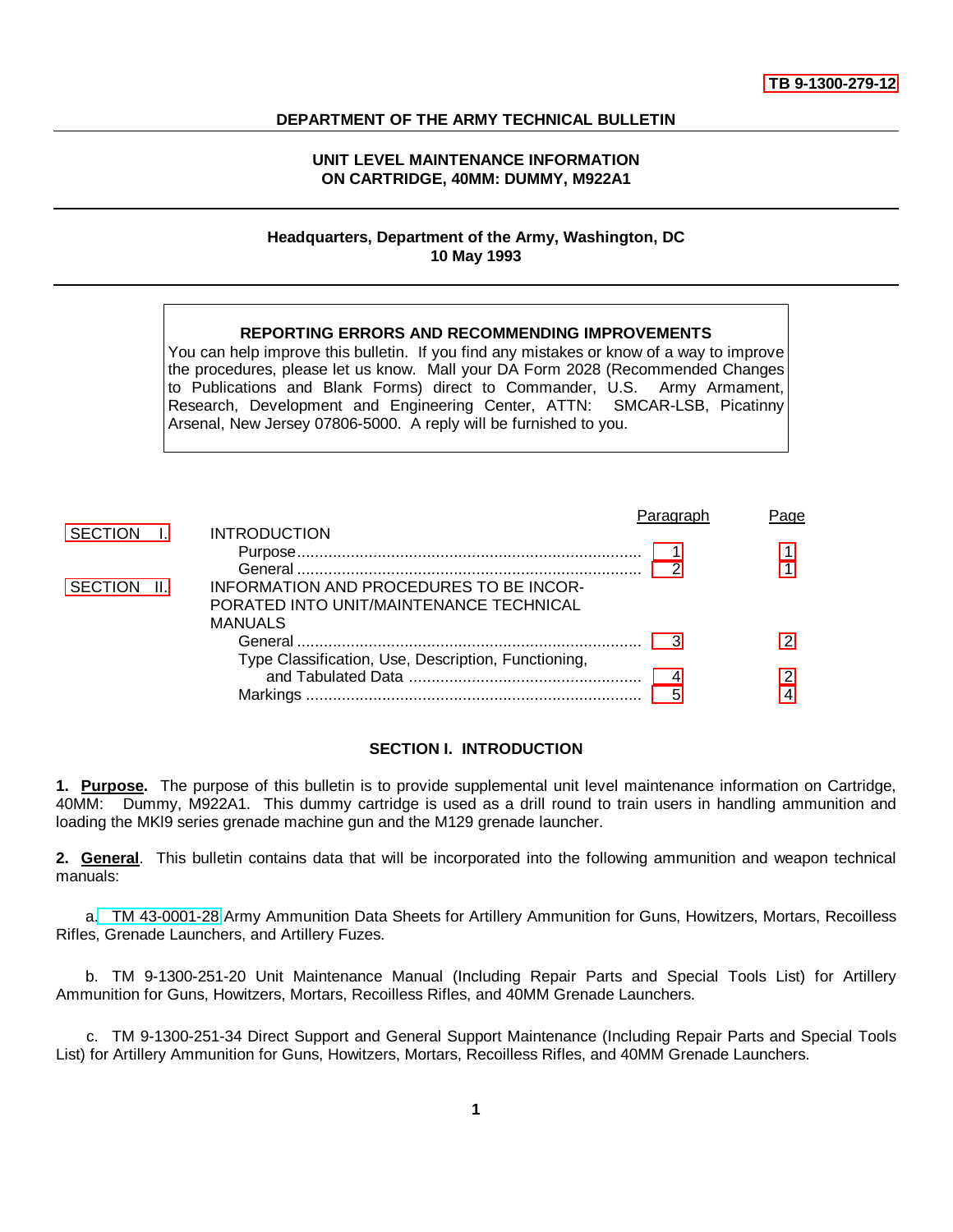TB 9-1300-279-12

**DEPARTMENT OF THE ARMY TECHNICAL BULLETIN**

# UNIT LEVEL MAINTENANCE INFORMATION ON CARTRIDGE, 40MM: DUMMY, M922A1

**Headquarters, Department of the Army, Washington, DC**
**10 May 1993**

> **REPORTING ERRORS AND RECOMMENDING IMPROVEMENTS**
> You can help improve this bulletin. If you find any mistakes or know of a way to improve the procedures, please let us know. Mall your DA Form 2028 (Recommended Changes to Publications and Blank Forms) direct to Commander, U.S. Army Armament, Research, Development and Engineering Center, ATTN: SMCAR-LSB, Picatinny Arsenal, New Jersey 07806-5000. A reply will be furnished to you.

| | | Paragraph | Page |
|---|---|---|---|
| SECTION I. | INTRODUCTION | | |
| | Purpose | 1 | 1 |
| | General | 2 | 1 |
| SECTION II. | INFORMATION AND PROCEDURES TO BE INCORPORATED INTO UNIT/MAINTENANCE TECHNICAL MANUALS | | |
| | General | 3 | 2 |
| | Type Classification, Use, Description, Functioning, and Tabulated Data | 4 | 2 |
| | Markings | 5 | 4 |

## SECTION I. INTRODUCTION

**1. Purpose.** The purpose of this bulletin is to provide supplemental unit level maintenance information on Cartridge, 40MM: Dummy, M922A1. This dummy cartridge is used as a drill round to train users in handling ammunition and loading the MKI9 series grenade machine gun and the M129 grenade launcher.

**2. General**. This bulletin contains data that will be incorporated into the following ammunition and weapon technical manuals:

a. TM 43-0001-28 Army Ammunition Data Sheets for Artillery Ammunition for Guns, Howitzers, Mortars, Recoilless Rifles, Grenade Launchers, and Artillery Fuzes.

b. TM 9-1300-251-20 Unit Maintenance Manual (Including Repair Parts and Special Tools List) for Artillery Ammunition for Guns, Howitzers, Mortars, Recoilless Rifles, and 40MM Grenade Launchers.

c. TM 9-1300-251-34 Direct Support and General Support Maintenance (Including Repair Parts and Special Tools List) for Artillery Ammunition for Guns, Howitzers, Mortars, Recoilless Rifles, and 40MM Grenade Launchers.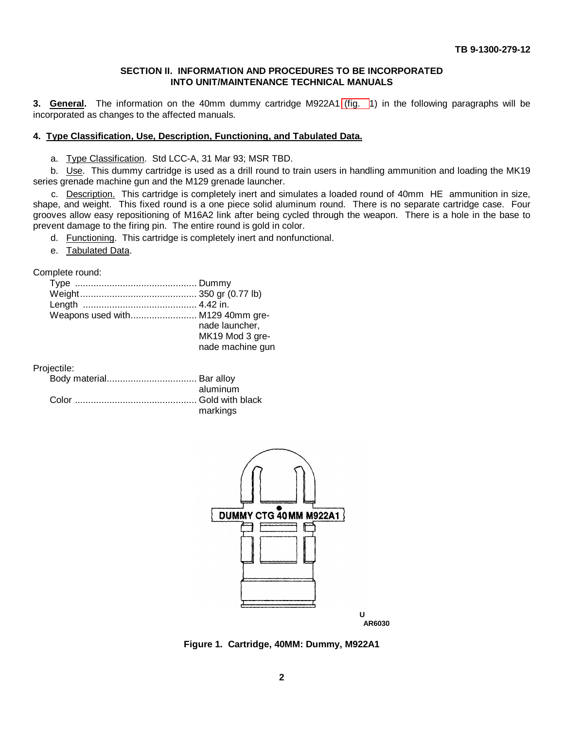## SECTION II. INFORMATION AND PROCEDURES TO BE INCORPORATED INTO UNIT/MAINTENANCE TECHNICAL MANUALS

**3. General.** The information on the 40mm dummy cartridge M922A1 (fig. 1) in the following paragraphs will be incorporated as changes to the affected manuals.

**4. Type Classification, Use, Description, Functioning, and Tabulated Data.**

a. Type Classification. Std LCC-A, 31 Mar 93; MSR TBD.

b. Use. This dummy cartridge is used as a drill round to train users in handling ammunition and loading the MK19 series grenade machine gun and the M129 grenade launcher.

c. Description. This cartridge is completely inert and simulates a loaded round of 40mm HE ammunition in size, shape, and weight. This fixed round is a one piece solid aluminum round. There is no separate cartridge case. Four grooves allow easy repositioning of M16A2 link after being cycled through the weapon. There is a hole in the base to prevent damage to the firing pin. The entire round is gold in color.

d. Functioning. This cartridge is completely inert and nonfunctional.

e. Tabulated Data.

Complete round:

| | |
|---|---|
| Type | Dummy |
| Weight | 350 gr (0.77 lb) |
| Length | 4.42 in. |
| Weapons used with | M129 40mm grenade launcher, MK19 Mod 3 grenade machine gun |

Projectile:

| | |
|---|---|
| Body material | Bar alloy aluminum |
| Color | Gold with black markings |

DUMMY CTG 40MM M922A1

U
AR6030

**Figure 1. Cartridge, 40MM: Dummy, M922A1**